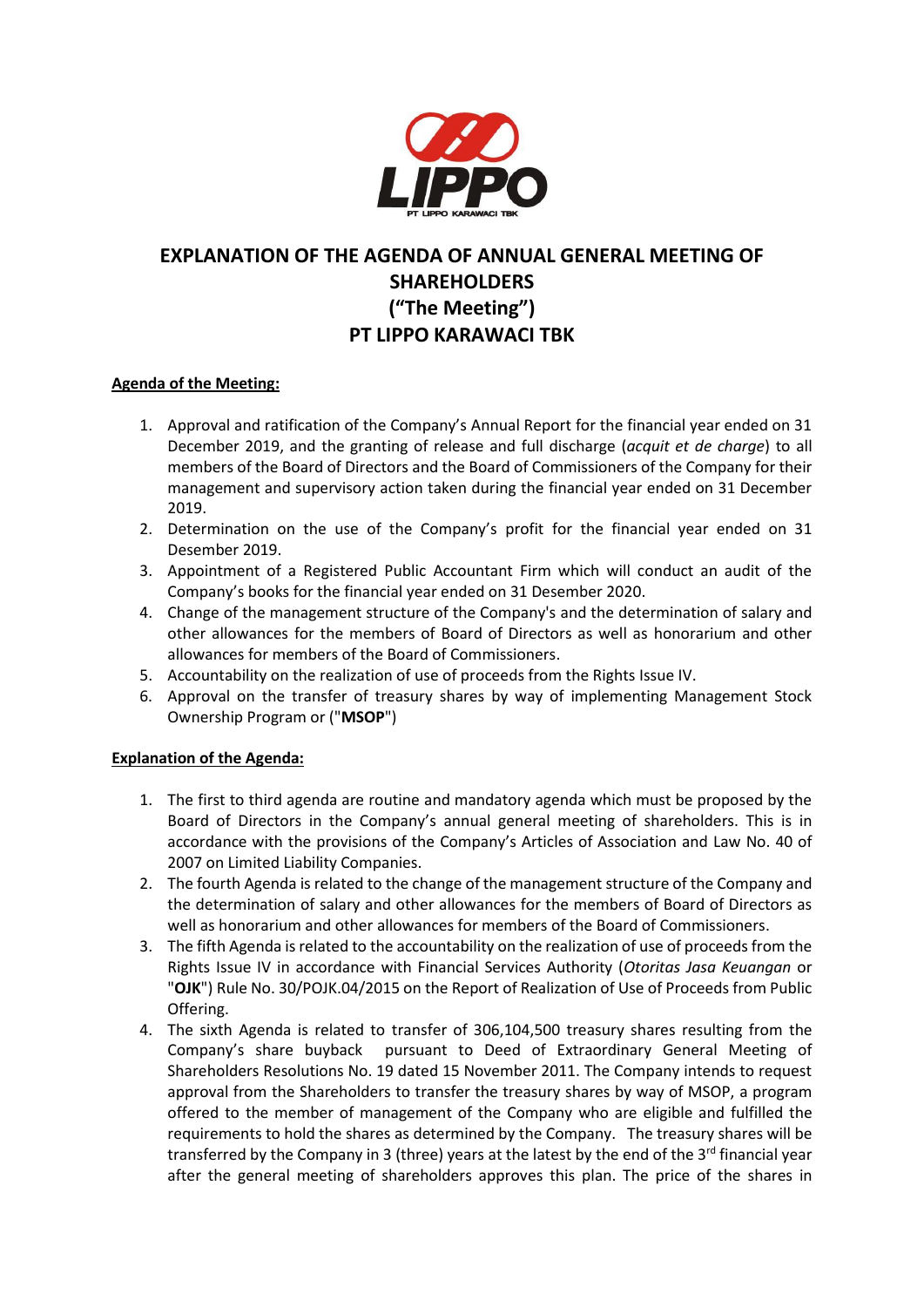# EXPLANATION OF THE AGENDA OF ANNUAL GENERAL MEETING OF SHAREHOLDERS ("The Meeting") PT LIPPO KARAWACI TBK

**Agenda of the Meeting:**

1. Approval and ratification of the Company's Annual Report for the financial year ended on 31 December 2019, and the granting of release and full discharge (*acquit et de charge*) to all members of the Board of Directors and the Board of Commissioners of the Company for their management and supervisory action taken during the financial year ended on 31 December 2019.
2. Determination on the use of the Company's profit for the financial year ended on 31 Desember 2019.
3. Appointment of a Registered Public Accountant Firm which will conduct an audit of the Company's books for the financial year ended on 31 Desember 2020.
4. Change of the management structure of the Company's and the determination of salary and other allowances for the members of Board of Directors as well as honorarium and other allowances for members of the Board of Commissioners.
5. Accountability on the realization of use of proceeds from the Rights Issue IV.
6. Approval on the transfer of treasury shares by way of implementing Management Stock Ownership Program or ("**MSOP**")

**Explanation of the Agenda:**

1. The first to third agenda are routine and mandatory agenda which must be proposed by the Board of Directors in the Company's annual general meeting of shareholders. This is in accordance with the provisions of the Company's Articles of Association and Law No. 40 of 2007 on Limited Liability Companies.
2. The fourth Agenda is related to the change of the management structure of the Company and the determination of salary and other allowances for the members of Board of Directors as well as honorarium and other allowances for members of the Board of Commissioners.
3. The fifth Agenda is related to the accountability on the realization of use of proceeds from the Rights Issue IV in accordance with Financial Services Authority (*Otoritas Jasa Keuangan* or "**OJK**") Rule No. 30/POJK.04/2015 on the Report of Realization of Use of Proceeds from Public Offering.
4. The sixth Agenda is related to transfer of 306,104,500 treasury shares resulting from the Company's share buyback pursuant to Deed of Extraordinary General Meeting of Shareholders Resolutions No. 19 dated 15 November 2011. The Company intends to request approval from the Shareholders to transfer the treasury shares by way of MSOP, a program offered to the member of management of the Company who are eligible and fulfilled the requirements to hold the shares as determined by the Company. The treasury shares will be transferred by the Company in 3 (three) years at the latest by the end of the 3rd financial year after the general meeting of shareholders approves this plan. The price of the shares in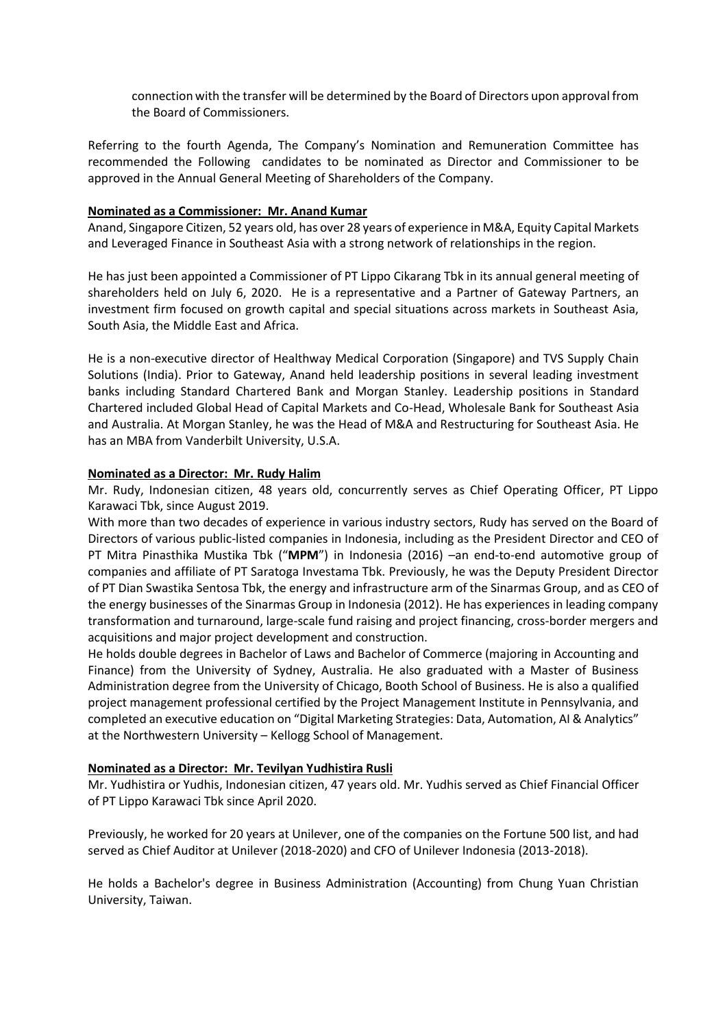connection with the transfer will be determined by the Board of Directors upon approval from the Board of Commissioners.

Referring to the fourth Agenda, The Company's Nomination and Remuneration Committee has recommended the Following candidates to be nominated as Director and Commissioner to be approved in the Annual General Meeting of Shareholders of the Company.

**Nominated as a Commissioner: Mr. Anand Kumar**

Anand, Singapore Citizen, 52 years old, has over 28 years of experience in M&A, Equity Capital Markets and Leveraged Finance in Southeast Asia with a strong network of relationships in the region.

He has just been appointed a Commissioner of PT Lippo Cikarang Tbk in its annual general meeting of shareholders held on July 6, 2020. He is a representative and a Partner of Gateway Partners, an investment firm focused on growth capital and special situations across markets in Southeast Asia, South Asia, the Middle East and Africa.

He is a non-executive director of Healthway Medical Corporation (Singapore) and TVS Supply Chain Solutions (India). Prior to Gateway, Anand held leadership positions in several leading investment banks including Standard Chartered Bank and Morgan Stanley. Leadership positions in Standard Chartered included Global Head of Capital Markets and Co-Head, Wholesale Bank for Southeast Asia and Australia. At Morgan Stanley, he was the Head of M&A and Restructuring for Southeast Asia. He has an MBA from Vanderbilt University, U.S.A.

**Nominated as a Director: Mr. Rudy Halim**

Mr. Rudy, Indonesian citizen, 48 years old, concurrently serves as Chief Operating Officer, PT Lippo Karawaci Tbk, since August 2019.

With more than two decades of experience in various industry sectors, Rudy has served on the Board of Directors of various public-listed companies in Indonesia, including as the President Director and CEO of PT Mitra Pinasthika Mustika Tbk ("**MPM**") in Indonesia (2016) –an end-to-end automotive group of companies and affiliate of PT Saratoga Investama Tbk. Previously, he was the Deputy President Director of PT Dian Swastika Sentosa Tbk, the energy and infrastructure arm of the Sinarmas Group, and as CEO of the energy businesses of the Sinarmas Group in Indonesia (2012). He has experiences in leading company transformation and turnaround, large-scale fund raising and project financing, cross-border mergers and acquisitions and major project development and construction.

He holds double degrees in Bachelor of Laws and Bachelor of Commerce (majoring in Accounting and Finance) from the University of Sydney, Australia. He also graduated with a Master of Business Administration degree from the University of Chicago, Booth School of Business. He is also a qualified project management professional certified by the Project Management Institute in Pennsylvania, and completed an executive education on "Digital Marketing Strategies: Data, Automation, AI & Analytics" at the Northwestern University – Kellogg School of Management.

**Nominated as a Director: Mr. Tevilyan Yudhistira Rusli**

Mr. Yudhistira or Yudhis, Indonesian citizen, 47 years old. Mr. Yudhis served as Chief Financial Officer of PT Lippo Karawaci Tbk since April 2020.

Previously, he worked for 20 years at Unilever, one of the companies on the Fortune 500 list, and had served as Chief Auditor at Unilever (2018-2020) and CFO of Unilever Indonesia (2013-2018).

He holds a Bachelor's degree in Business Administration (Accounting) from Chung Yuan Christian University, Taiwan.